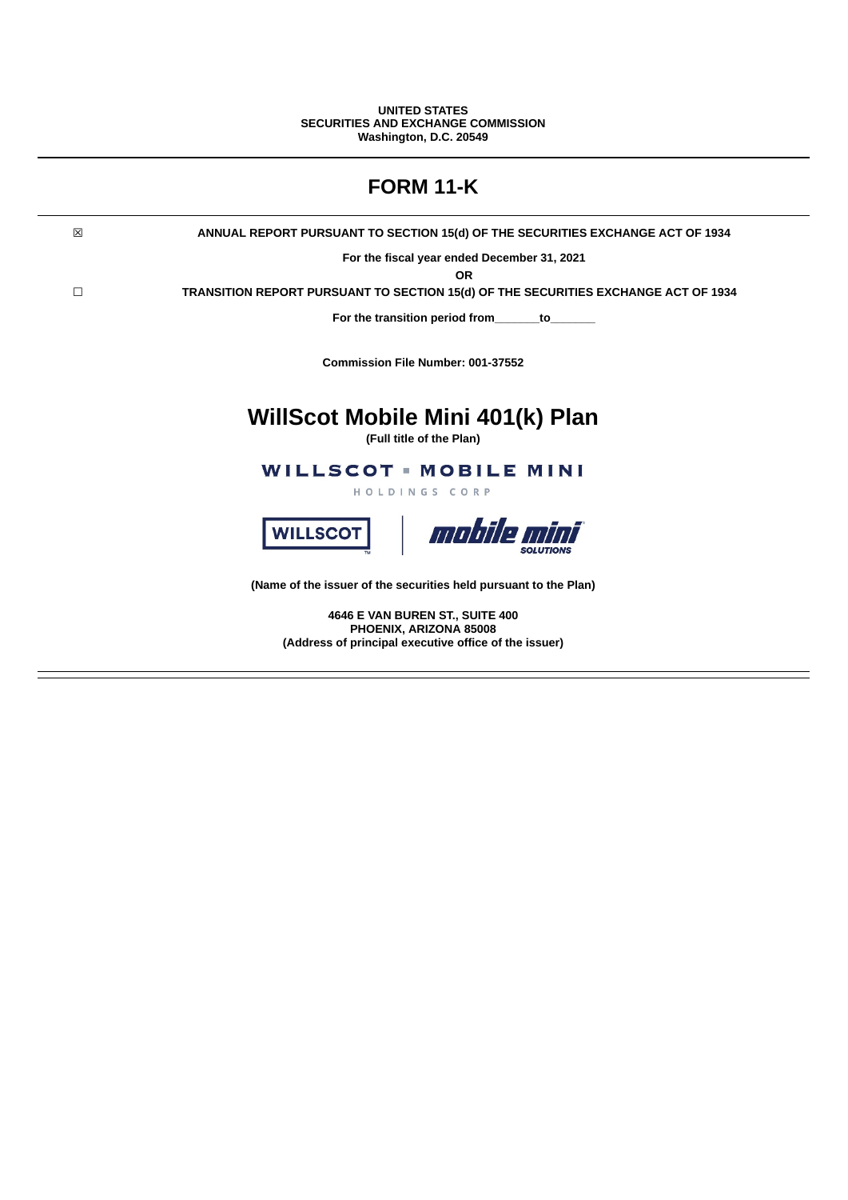**UNITED STATES**
**SECURITIES AND EXCHANGE COMMISSION**
**Washington, D.C. 20549**

---

# FORM 11-K

---

☒ **ANNUAL REPORT PURSUANT TO SECTION 15(d) OF THE SECURITIES EXCHANGE ACT OF 1934**

**For the fiscal year ended December 31, 2021**

**OR**

☐ **TRANSITION REPORT PURSUANT TO SECTION 15(d) OF THE SECURITIES EXCHANGE ACT OF 1934**

**For the transition period from_______to_______**

**Commission File Number: 001-37552**

# WillScot Mobile Mini 401(k) Plan

**(Full title of the Plan)**

WILLSCOT ▪ MOBILE MINI
HOLDINGS CORP

WILLSCOT | mobile mini SOLUTIONS

**(Name of the issuer of the securities held pursuant to the Plan)**

**4646 E VAN BUREN ST., SUITE 400**
**PHOENIX, ARIZONA 85008**
**(Address of principal executive office of the issuer)**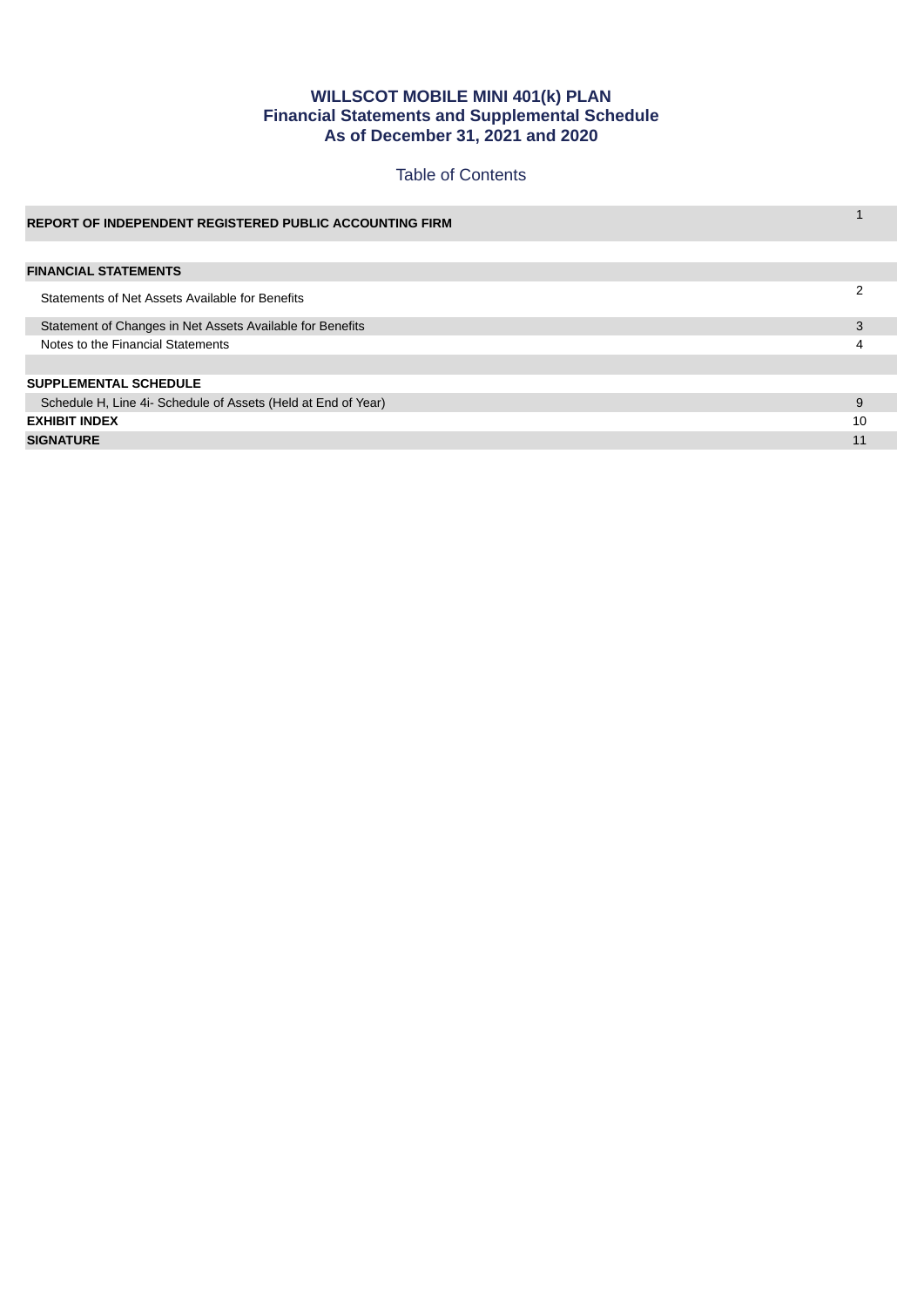# WILLSCOT MOBILE MINI 401(k) PLAN
## Financial Statements and Supplemental Schedule
## As of December 31, 2021 and 2020

### Table of Contents

| | |
|---|---|
| **REPORT OF INDEPENDENT REGISTERED PUBLIC ACCOUNTING FIRM** | 1 |
| | |
| **FINANCIAL STATEMENTS** | |
| Statements of Net Assets Available for Benefits | 2 |
| Statement of Changes in Net Assets Available for Benefits | 3 |
| Notes to the Financial Statements | 4 |
| | |
| **SUPPLEMENTAL SCHEDULE** | |
| Schedule H, Line 4i- Schedule of Assets (Held at End of Year) | 9 |
| **EXHIBIT INDEX** | 10 |
| **SIGNATURE** | 11 |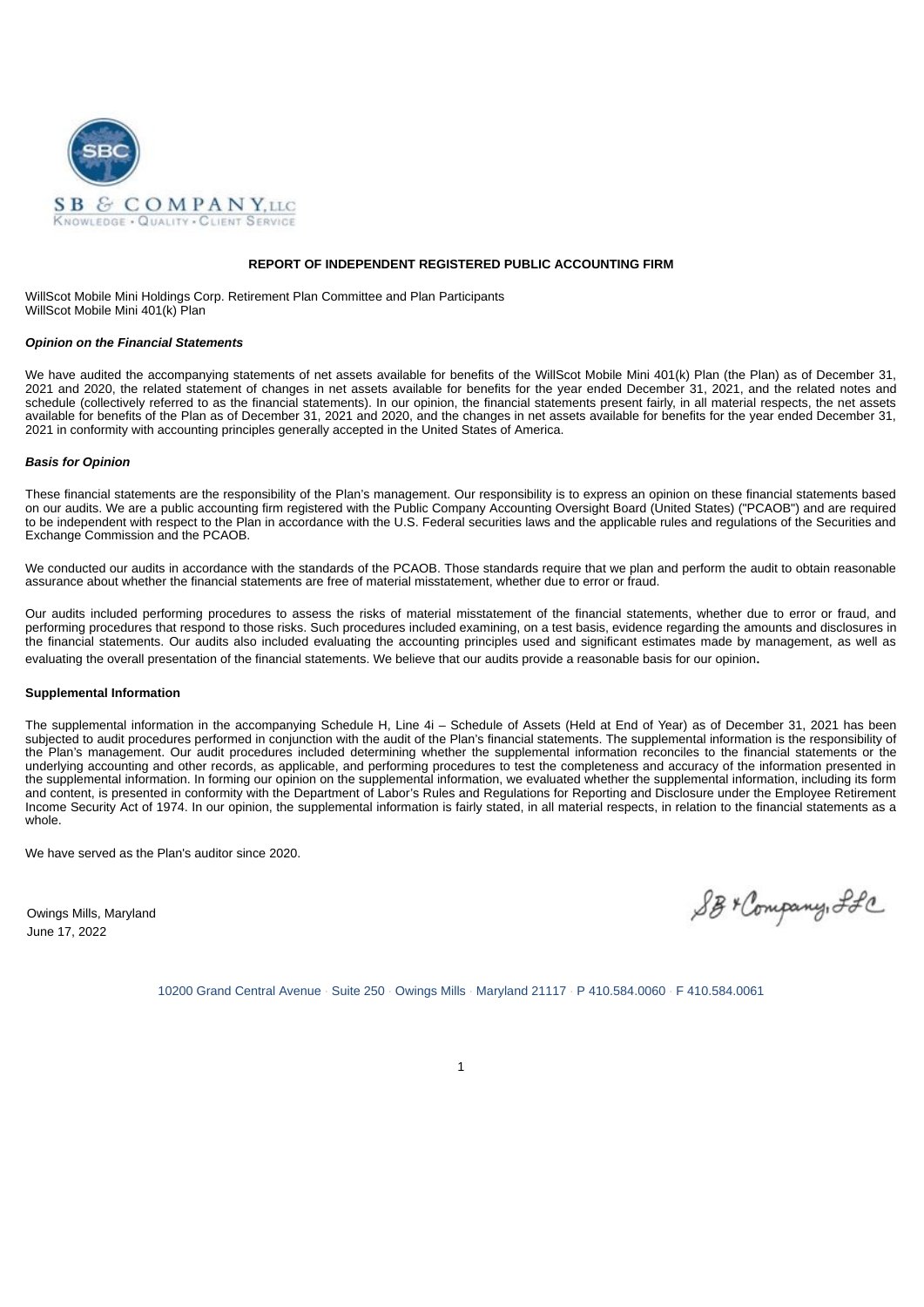SB & COMPANY, LLC

KNOWLEDGE • QUALITY • CLIENT SERVICE

## REPORT OF INDEPENDENT REGISTERED PUBLIC ACCOUNTING FIRM

WillScot Mobile Mini Holdings Corp. Retirement Plan Committee and Plan Participants
WillScot Mobile Mini 401(k) Plan

***Opinion on the Financial Statements***

We have audited the accompanying statements of net assets available for benefits of the WillScot Mobile Mini 401(k) Plan (the Plan) as of December 31, 2021 and 2020, the related statement of changes in net assets available for benefits for the year ended December 31, 2021, and the related notes and schedule (collectively referred to as the financial statements). In our opinion, the financial statements present fairly, in all material respects, the net assets available for benefits of the Plan as of December 31, 2021 and 2020, and the changes in net assets available for benefits for the year ended December 31, 2021 in conformity with accounting principles generally accepted in the United States of America.

***Basis for Opinion***

These financial statements are the responsibility of the Plan's management. Our responsibility is to express an opinion on these financial statements based on our audits. We are a public accounting firm registered with the Public Company Accounting Oversight Board (United States) ("PCAOB") and are required to be independent with respect to the Plan in accordance with the U.S. Federal securities laws and the applicable rules and regulations of the Securities and Exchange Commission and the PCAOB.

We conducted our audits in accordance with the standards of the PCAOB. Those standards require that we plan and perform the audit to obtain reasonable assurance about whether the financial statements are free of material misstatement, whether due to error or fraud.

Our audits included performing procedures to assess the risks of material misstatement of the financial statements, whether due to error or fraud, and performing procedures that respond to those risks. Such procedures included examining, on a test basis, evidence regarding the amounts and disclosures in the financial statements. Our audits also included evaluating the accounting principles used and significant estimates made by management, as well as evaluating the overall presentation of the financial statements. We believe that our audits provide a reasonable basis for our opinion.

**Supplemental Information**

The supplemental information in the accompanying Schedule H, Line 4i – Schedule of Assets (Held at End of Year) as of December 31, 2021 has been subjected to audit procedures performed in conjunction with the audit of the Plan's financial statements. The supplemental information is the responsibility of the Plan's management. Our audit procedures included determining whether the supplemental information reconciles to the financial statements or the underlying accounting and other records, as applicable, and performing procedures to test the completeness and accuracy of the information presented in the supplemental information. In forming our opinion on the supplemental information, we evaluated whether the supplemental information, including its form and content, is presented in conformity with the Department of Labor's Rules and Regulations for Reporting and Disclosure under the Employee Retirement Income Security Act of 1974. In our opinion, the supplemental information is fairly stated, in all material respects, in relation to the financial statements as a whole.

We have served as the Plan's auditor since 2020.

SB & Company, LLC

Owings Mills, Maryland
June 17, 2022

10200 Grand Central Avenue · Suite 250 · Owings Mills · Maryland 21117 · P 410.584.0060 · F 410.584.0061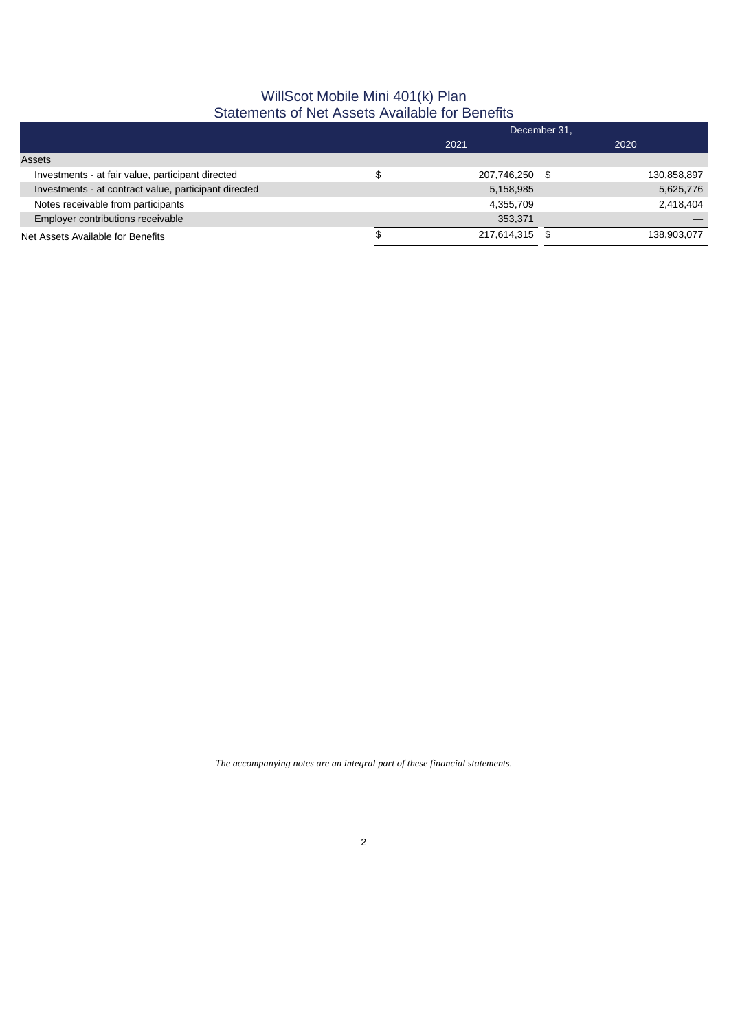# WillScot Mobile Mini 401(k) Plan
## Statements of Net Assets Available for Benefits

| | December 31, | |
|---|---|---|
| | 2021 | 2020 |
| **Assets** | | |
| Investments - at fair value, participant directed | $ 207,746,250 | $ 130,858,897 |
| Investments - at contract value, participant directed | 5,158,985 | 5,625,776 |
| Notes receivable from participants | 4,355,709 | 2,418,404 |
| Employer contributions receivable | 353,371 | — |
| Net Assets Available for Benefits | $ 217,614,315 | $ 138,903,077 |

*The accompanying notes are an integral part of these financial statements.*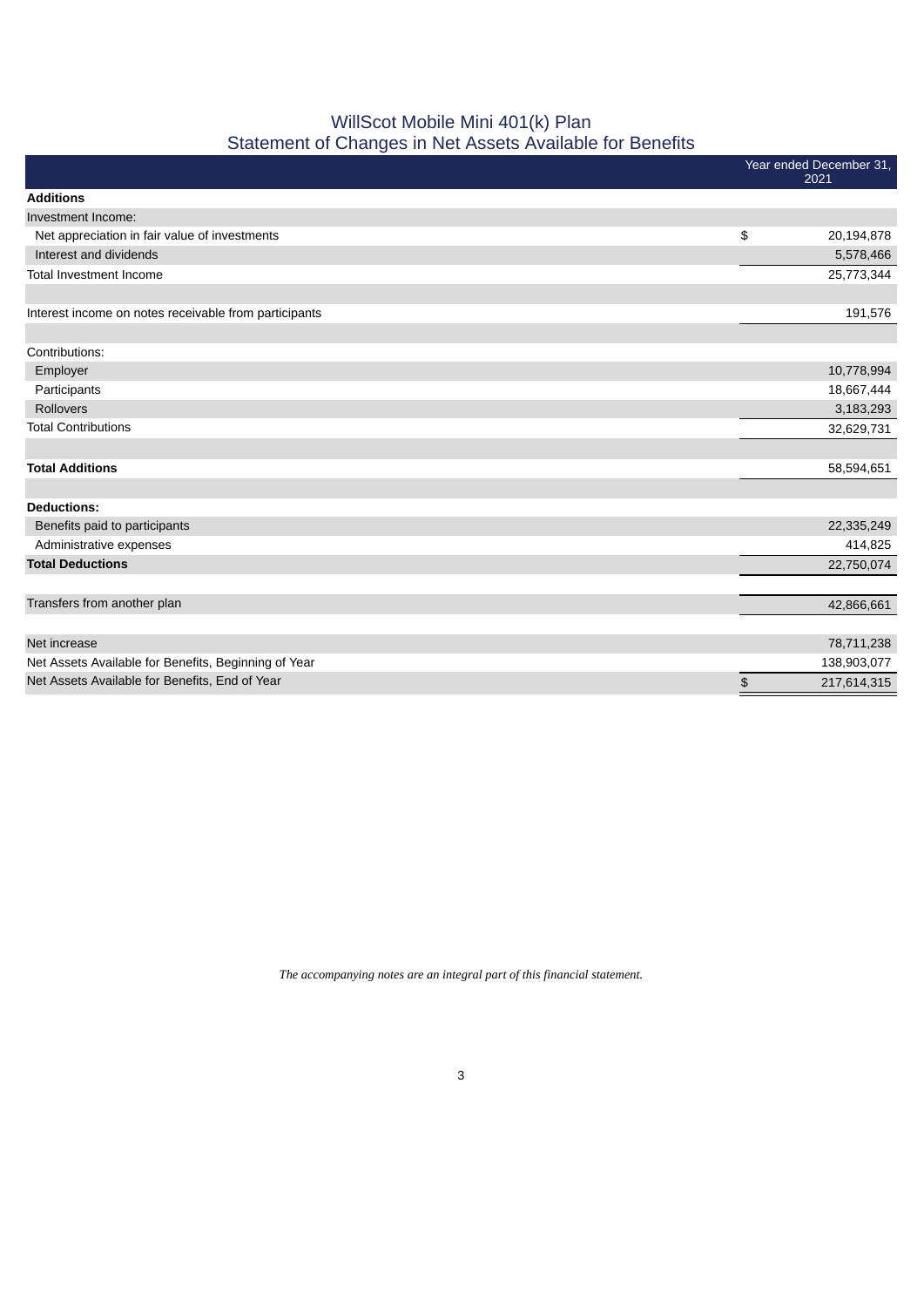# WillScot Mobile Mini 401(k) Plan
## Statement of Changes in Net Assets Available for Benefits

| | Year ended December 31, 2021 |
|---|---|
| **Additions** | |
| Investment Income: | |
| Net appreciation in fair value of investments | $ 20,194,878 |
| Interest and dividends | 5,578,466 |
| Total Investment Income | 25,773,344 |
| | |
| Interest income on notes receivable from participants | 191,576 |
| | |
| Contributions: | |
| Employer | 10,778,994 |
| Participants | 18,667,444 |
| Rollovers | 3,183,293 |
| Total Contributions | 32,629,731 |
| | |
| **Total Additions** | 58,594,651 |
| | |
| **Deductions:** | |
| Benefits paid to participants | 22,335,249 |
| Administrative expenses | 414,825 |
| **Total Deductions** | 22,750,074 |
| | |
| Transfers from another plan | 42,866,661 |
| | |
| Net increase | 78,711,238 |
| Net Assets Available for Benefits, Beginning of Year | 138,903,077 |
| Net Assets Available for Benefits, End of Year | $ 217,614,315 |

*The accompanying notes are an integral part of this financial statement.*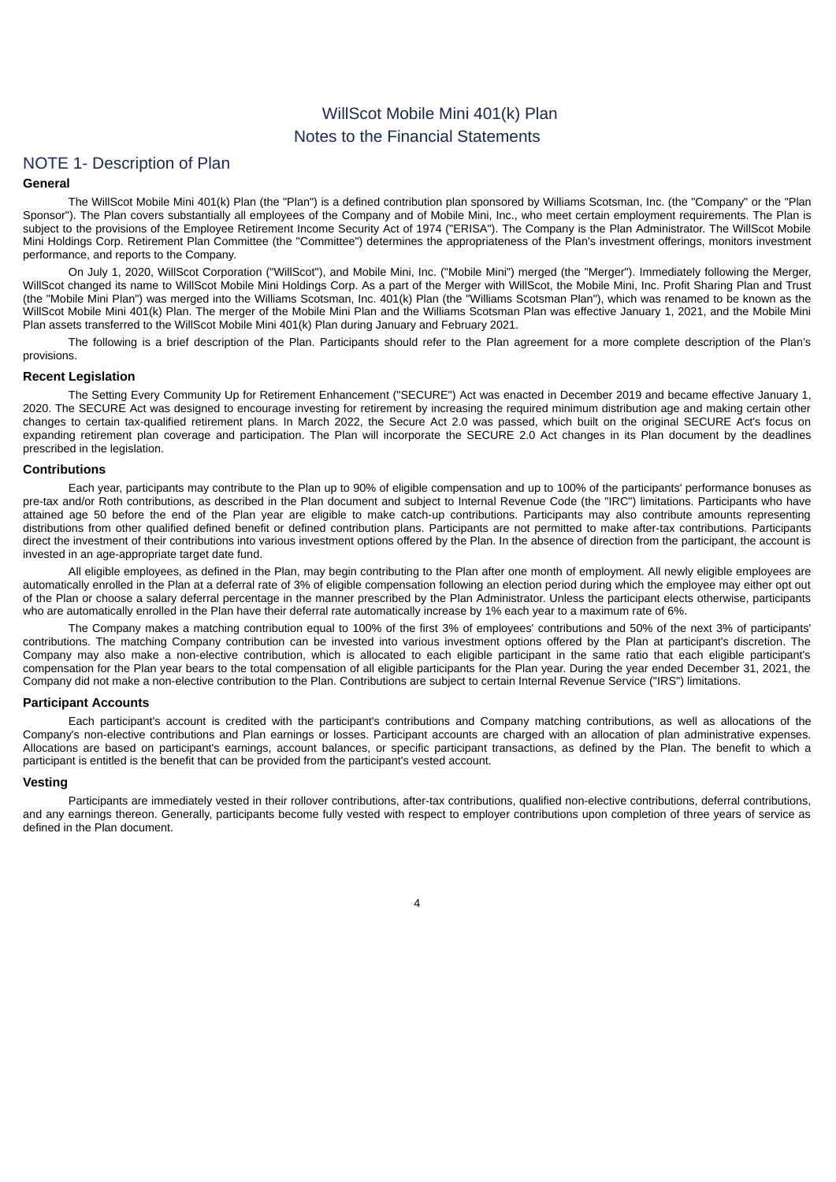# WillScot Mobile Mini 401(k) Plan
## Notes to the Financial Statements

## NOTE 1- Description of Plan

### General

The WillScot Mobile Mini 401(k) Plan (the "Plan") is a defined contribution plan sponsored by Williams Scotsman, Inc. (the "Company" or the "Plan Sponsor"). The Plan covers substantially all employees of the Company and of Mobile Mini, Inc., who meet certain employment requirements. The Plan is subject to the provisions of the Employee Retirement Income Security Act of 1974 ("ERISA"). The Company is the Plan Administrator. The WillScot Mobile Mini Holdings Corp. Retirement Plan Committee (the "Committee") determines the appropriateness of the Plan's investment offerings, monitors investment performance, and reports to the Company.

On July 1, 2020, WillScot Corporation ("WillScot"), and Mobile Mini, Inc. ("Mobile Mini") merged (the "Merger"). Immediately following the Merger, WillScot changed its name to WillScot Mobile Mini Holdings Corp. As a part of the Merger with WillScot, the Mobile Mini, Inc. Profit Sharing Plan and Trust (the "Mobile Mini Plan") was merged into the Williams Scotsman, Inc. 401(k) Plan (the "Williams Scotsman Plan"), which was renamed to be known as the WillScot Mobile Mini 401(k) Plan. The merger of the Mobile Mini Plan and the Williams Scotsman Plan was effective January 1, 2021, and the Mobile Mini Plan assets transferred to the WillScot Mobile Mini 401(k) Plan during January and February 2021.

The following is a brief description of the Plan. Participants should refer to the Plan agreement for a more complete description of the Plan's provisions.

### Recent Legislation

The Setting Every Community Up for Retirement Enhancement ("SECURE") Act was enacted in December 2019 and became effective January 1, 2020. The SECURE Act was designed to encourage investing for retirement by increasing the required minimum distribution age and making certain other changes to certain tax-qualified retirement plans. In March 2022, the Secure Act 2.0 was passed, which built on the original SECURE Act's focus on expanding retirement plan coverage and participation. The Plan will incorporate the SECURE 2.0 Act changes in its Plan document by the deadlines prescribed in the legislation.

### Contributions

Each year, participants may contribute to the Plan up to 90% of eligible compensation and up to 100% of the participants' performance bonuses as pre-tax and/or Roth contributions, as described in the Plan document and subject to Internal Revenue Code (the "IRC") limitations. Participants who have attained age 50 before the end of the Plan year are eligible to make catch-up contributions. Participants may also contribute amounts representing distributions from other qualified defined benefit or defined contribution plans. Participants are not permitted to make after-tax contributions. Participants direct the investment of their contributions into various investment options offered by the Plan. In the absence of direction from the participant, the account is invested in an age-appropriate target date fund.

All eligible employees, as defined in the Plan, may begin contributing to the Plan after one month of employment. All newly eligible employees are automatically enrolled in the Plan at a deferral rate of 3% of eligible compensation following an election period during which the employee may either opt out of the Plan or choose a salary deferral percentage in the manner prescribed by the Plan Administrator. Unless the participant elects otherwise, participants who are automatically enrolled in the Plan have their deferral rate automatically increase by 1% each year to a maximum rate of 6%.

The Company makes a matching contribution equal to 100% of the first 3% of employees' contributions and 50% of the next 3% of participants' contributions. The matching Company contribution can be invested into various investment options offered by the Plan at participant's discretion. The Company may also make a non-elective contribution, which is allocated to each eligible participant in the same ratio that each eligible participant's compensation for the Plan year bears to the total compensation of all eligible participants for the Plan year. During the year ended December 31, 2021, the Company did not make a non-elective contribution to the Plan. Contributions are subject to certain Internal Revenue Service ("IRS") limitations.

### Participant Accounts

Each participant's account is credited with the participant's contributions and Company matching contributions, as well as allocations of the Company's non-elective contributions and Plan earnings or losses. Participant accounts are charged with an allocation of plan administrative expenses. Allocations are based on participant's earnings, account balances, or specific participant transactions, as defined by the Plan. The benefit to which a participant is entitled is the benefit that can be provided from the participant's vested account.

### Vesting

Participants are immediately vested in their rollover contributions, after-tax contributions, qualified non-elective contributions, deferral contributions, and any earnings thereon. Generally, participants become fully vested with respect to employer contributions upon completion of three years of service as defined in the Plan document.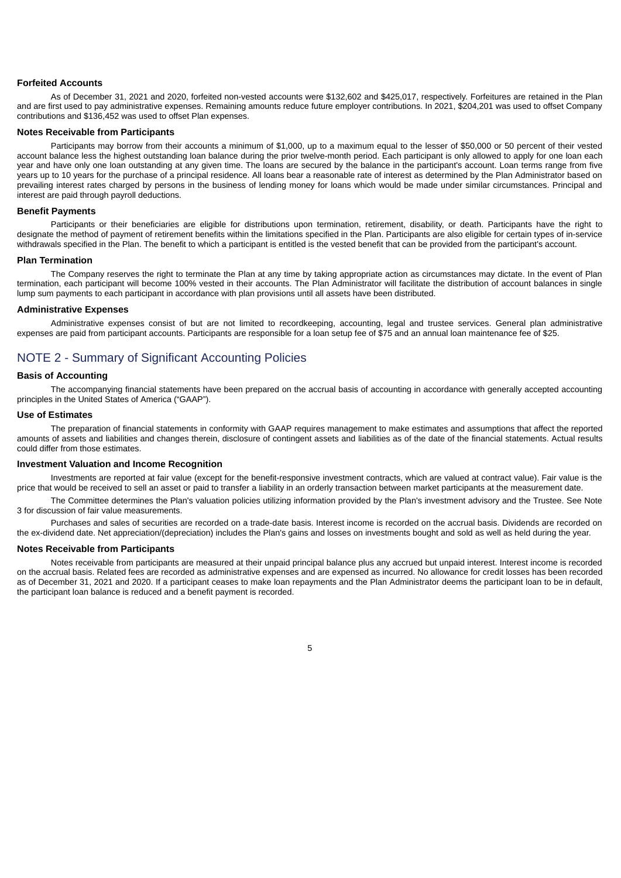### Forfeited Accounts

As of December 31, 2021 and 2020, forfeited non-vested accounts were $132,602 and $425,017, respectively. Forfeitures are retained in the Plan and are first used to pay administrative expenses. Remaining amounts reduce future employer contributions. In 2021, $204,201 was used to offset Company contributions and $136,452 was used to offset Plan expenses.

### Notes Receivable from Participants

Participants may borrow from their accounts a minimum of $1,000, up to a maximum equal to the lesser of $50,000 or 50 percent of their vested account balance less the highest outstanding loan balance during the prior twelve-month period. Each participant is only allowed to apply for one loan each year and have only one loan outstanding at any given time. The loans are secured by the balance in the participant's account. Loan terms range from five years up to 10 years for the purchase of a principal residence. All loans bear a reasonable rate of interest as determined by the Plan Administrator based on prevailing interest rates charged by persons in the business of lending money for loans which would be made under similar circumstances. Principal and interest are paid through payroll deductions.

### Benefit Payments

Participants or their beneficiaries are eligible for distributions upon termination, retirement, disability, or death. Participants have the right to designate the method of payment of retirement benefits within the limitations specified in the Plan. Participants are also eligible for certain types of in-service withdrawals specified in the Plan. The benefit to which a participant is entitled is the vested benefit that can be provided from the participant's account.

### Plan Termination

The Company reserves the right to terminate the Plan at any time by taking appropriate action as circumstances may dictate. In the event of Plan termination, each participant will become 100% vested in their accounts. The Plan Administrator will facilitate the distribution of account balances in single lump sum payments to each participant in accordance with plan provisions until all assets have been distributed.

### Administrative Expenses

Administrative expenses consist of but are not limited to recordkeeping, accounting, legal and trustee services. General plan administrative expenses are paid from participant accounts. Participants are responsible for a loan setup fee of $75 and an annual loan maintenance fee of $25.

## NOTE 2 - Summary of Significant Accounting Policies

### Basis of Accounting

The accompanying financial statements have been prepared on the accrual basis of accounting in accordance with generally accepted accounting principles in the United States of America ("GAAP").

### Use of Estimates

The preparation of financial statements in conformity with GAAP requires management to make estimates and assumptions that affect the reported amounts of assets and liabilities and changes therein, disclosure of contingent assets and liabilities as of the date of the financial statements. Actual results could differ from those estimates.

### Investment Valuation and Income Recognition

Investments are reported at fair value (except for the benefit-responsive investment contracts, which are valued at contract value). Fair value is the price that would be received to sell an asset or paid to transfer a liability in an orderly transaction between market participants at the measurement date.

The Committee determines the Plan's valuation policies utilizing information provided by the Plan's investment advisory and the Trustee. See Note 3 for discussion of fair value measurements.

Purchases and sales of securities are recorded on a trade-date basis. Interest income is recorded on the accrual basis. Dividends are recorded on the ex-dividend date. Net appreciation/(depreciation) includes the Plan's gains and losses on investments bought and sold as well as held during the year.

### Notes Receivable from Participants

Notes receivable from participants are measured at their unpaid principal balance plus any accrued but unpaid interest. Interest income is recorded on the accrual basis. Related fees are recorded as administrative expenses and are expensed as incurred. No allowance for credit losses has been recorded as of December 31, 2021 and 2020. If a participant ceases to make loan repayments and the Plan Administrator deems the participant loan to be in default, the participant loan balance is reduced and a benefit payment is recorded.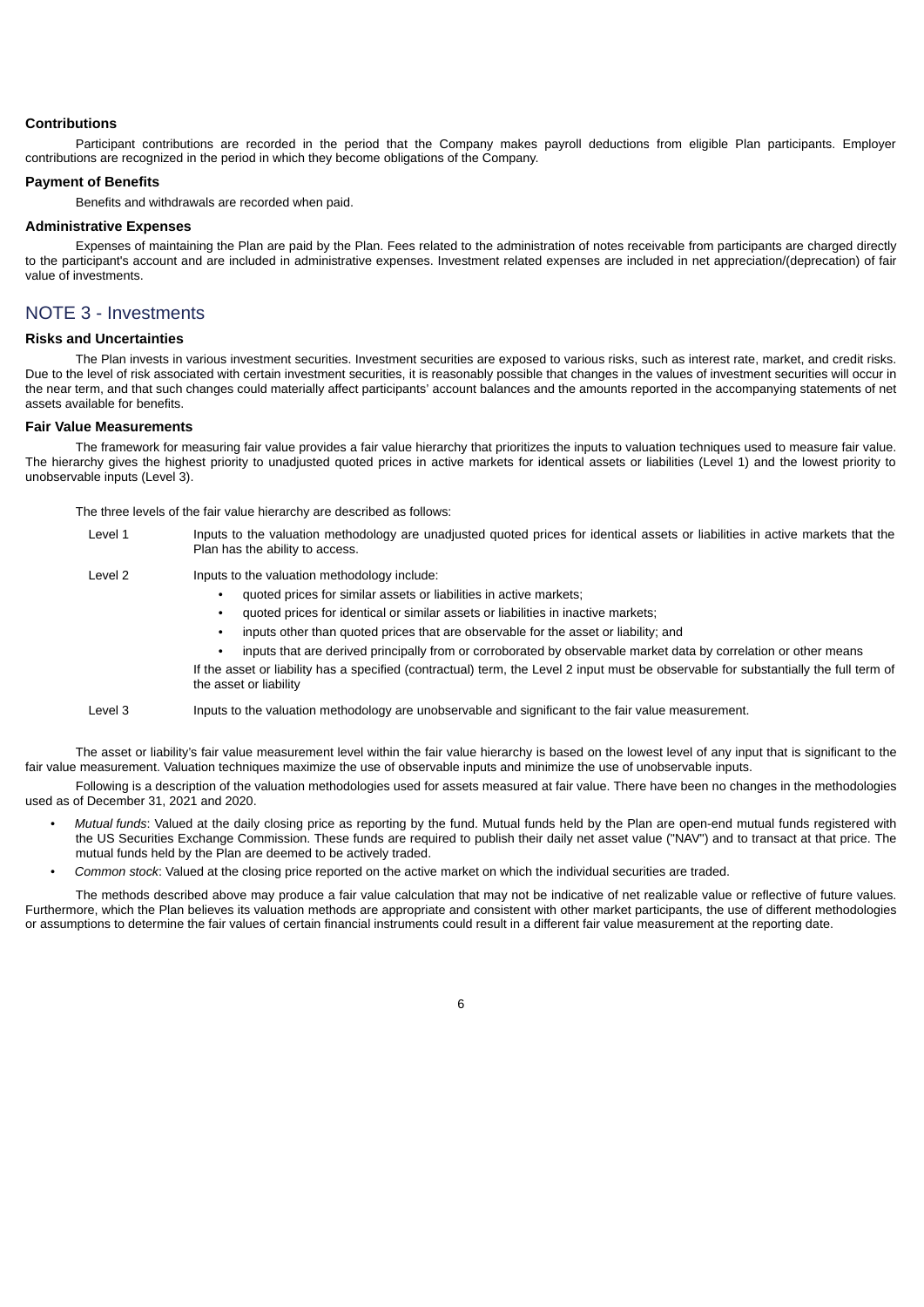### Contributions

Participant contributions are recorded in the period that the Company makes payroll deductions from eligible Plan participants. Employer contributions are recognized in the period in which they become obligations of the Company.

### Payment of Benefits

Benefits and withdrawals are recorded when paid.

### Administrative Expenses

Expenses of maintaining the Plan are paid by the Plan. Fees related to the administration of notes receivable from participants are charged directly to the participant's account and are included in administrative expenses. Investment related expenses are included in net appreciation/(deprecation) of fair value of investments.

## NOTE 3 - Investments

### Risks and Uncertainties

The Plan invests in various investment securities. Investment securities are exposed to various risks, such as interest rate, market, and credit risks. Due to the level of risk associated with certain investment securities, it is reasonably possible that changes in the values of investment securities will occur in the near term, and that such changes could materially affect participants' account balances and the amounts reported in the accompanying statements of net assets available for benefits.

### Fair Value Measurements

The framework for measuring fair value provides a fair value hierarchy that prioritizes the inputs to valuation techniques used to measure fair value. The hierarchy gives the highest priority to unadjusted quoted prices in active markets for identical assets or liabilities (Level 1) and the lowest priority to unobservable inputs (Level 3).

The three levels of the fair value hierarchy are described as follows:

Level 1 — Inputs to the valuation methodology are unadjusted quoted prices for identical assets or liabilities in active markets that the Plan has the ability to access.

Level 2 — Inputs to the valuation methodology include:

- quoted prices for similar assets or liabilities in active markets;
- quoted prices for identical or similar assets or liabilities in inactive markets;
- inputs other than quoted prices that are observable for the asset or liability; and
- inputs that are derived principally from or corroborated by observable market data by correlation or other means

If the asset or liability has a specified (contractual) term, the Level 2 input must be observable for substantially the full term of the asset or liability

Level 3 — Inputs to the valuation methodology are unobservable and significant to the fair value measurement.

The asset or liability's fair value measurement level within the fair value hierarchy is based on the lowest level of any input that is significant to the fair value measurement. Valuation techniques maximize the use of observable inputs and minimize the use of unobservable inputs.

Following is a description of the valuation methodologies used for assets measured at fair value. There have been no changes in the methodologies used as of December 31, 2021 and 2020.

- *Mutual funds*: Valued at the daily closing price as reporting by the fund. Mutual funds held by the Plan are open-end mutual funds registered with the US Securities Exchange Commission. These funds are required to publish their daily net asset value ("NAV") and to transact at that price. The mutual funds held by the Plan are deemed to be actively traded.
- *Common stock*: Valued at the closing price reported on the active market on which the individual securities are traded.

The methods described above may produce a fair value calculation that may not be indicative of net realizable value or reflective of future values. Furthermore, which the Plan believes its valuation methods are appropriate and consistent with other market participants, the use of different methodologies or assumptions to determine the fair values of certain financial instruments could result in a different fair value measurement at the reporting date.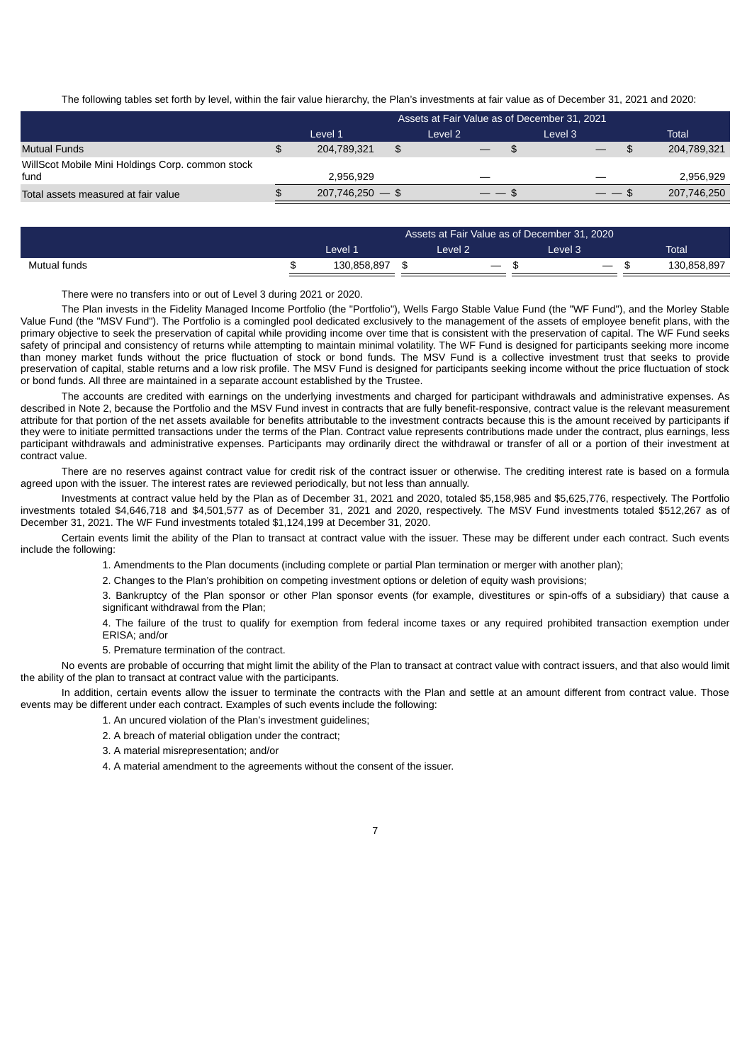The following tables set forth by level, within the fair value hierarchy, the Plan's investments at fair value as of December 31, 2021 and 2020:

| | Assets at Fair Value as of December 31, 2021 | | | |
|---|---|---|---|---|
| | Level 1 | Level 2 | Level 3 | Total |
| Mutual Funds | $ 204,789,321 | $ — | $ — | $ 204,789,321 |
| WillScot Mobile Mini Holdings Corp. common stock fund | 2,956,929 | — | — | 2,956,929 |
| Total assets measured at fair value | $ 207,746,250 | $ — | $ — | $ 207,746,250 |

| | Assets at Fair Value as of December 31, 2020 | | | |
|---|---|---|---|---|
| | Level 1 | Level 2 | Level 3 | Total |
| Mutual funds | $ 130,858,897 | $ — | $ — | $ 130,858,897 |

There were no transfers into or out of Level 3 during 2021 or 2020.

The Plan invests in the Fidelity Managed Income Portfolio (the "Portfolio"), Wells Fargo Stable Value Fund (the "WF Fund"), and the Morley Stable Value Fund (the "MSV Fund"). The Portfolio is a comingled pool dedicated exclusively to the management of the assets of employee benefit plans, with the primary objective to seek the preservation of capital while providing income over time that is consistent with the preservation of capital. The WF Fund seeks safety of principal and consistency of returns while attempting to maintain minimal volatility. The WF Fund is designed for participants seeking more income than money market funds without the price fluctuation of stock or bond funds. The MSV Fund is a collective investment trust that seeks to provide preservation of capital, stable returns and a low risk profile. The MSV Fund is designed for participants seeking income without the price fluctuation of stock or bond funds. All three are maintained in a separate account established by the Trustee.

The accounts are credited with earnings on the underlying investments and charged for participant withdrawals and administrative expenses. As described in Note 2, because the Portfolio and the MSV Fund invest in contracts that are fully benefit-responsive, contract value is the relevant measurement attribute for that portion of the net assets available for benefits attributable to the investment contracts because this is the amount received by participants if they were to initiate permitted transactions under the terms of the Plan. Contract value represents contributions made under the contract, plus earnings, less participant withdrawals and administrative expenses. Participants may ordinarily direct the withdrawal or transfer of all or a portion of their investment at contract value.

There are no reserves against contract value for credit risk of the contract issuer or otherwise. The crediting interest rate is based on a formula agreed upon with the issuer. The interest rates are reviewed periodically, but not less than annually.

Investments at contract value held by the Plan as of December 31, 2021 and 2020, totaled $5,158,985 and $5,625,776, respectively. The Portfolio investments totaled $4,646,718 and $4,501,577 as of December 31, 2021 and 2020, respectively. The MSV Fund investments totaled $512,267 as of December 31, 2021. The WF Fund investments totaled $1,124,199 at December 31, 2020.

Certain events limit the ability of the Plan to transact at contract value with the issuer. These may be different under each contract. Such events include the following:

1. Amendments to the Plan documents (including complete or partial Plan termination or merger with another plan);

2. Changes to the Plan's prohibition on competing investment options or deletion of equity wash provisions;

3. Bankruptcy of the Plan sponsor or other Plan sponsor events (for example, divestitures or spin-offs of a subsidiary) that cause a significant withdrawal from the Plan;

4. The failure of the trust to qualify for exemption from federal income taxes or any required prohibited transaction exemption under ERISA; and/or

5. Premature termination of the contract.

No events are probable of occurring that might limit the ability of the Plan to transact at contract value with contract issuers, and that also would limit the ability of the plan to transact at contract value with the participants.

In addition, certain events allow the issuer to terminate the contracts with the Plan and settle at an amount different from contract value. Those events may be different under each contract. Examples of such events include the following:

1. An uncured violation of the Plan's investment guidelines;

2. A breach of material obligation under the contract;

3. A material misrepresentation; and/or

4. A material amendment to the agreements without the consent of the issuer.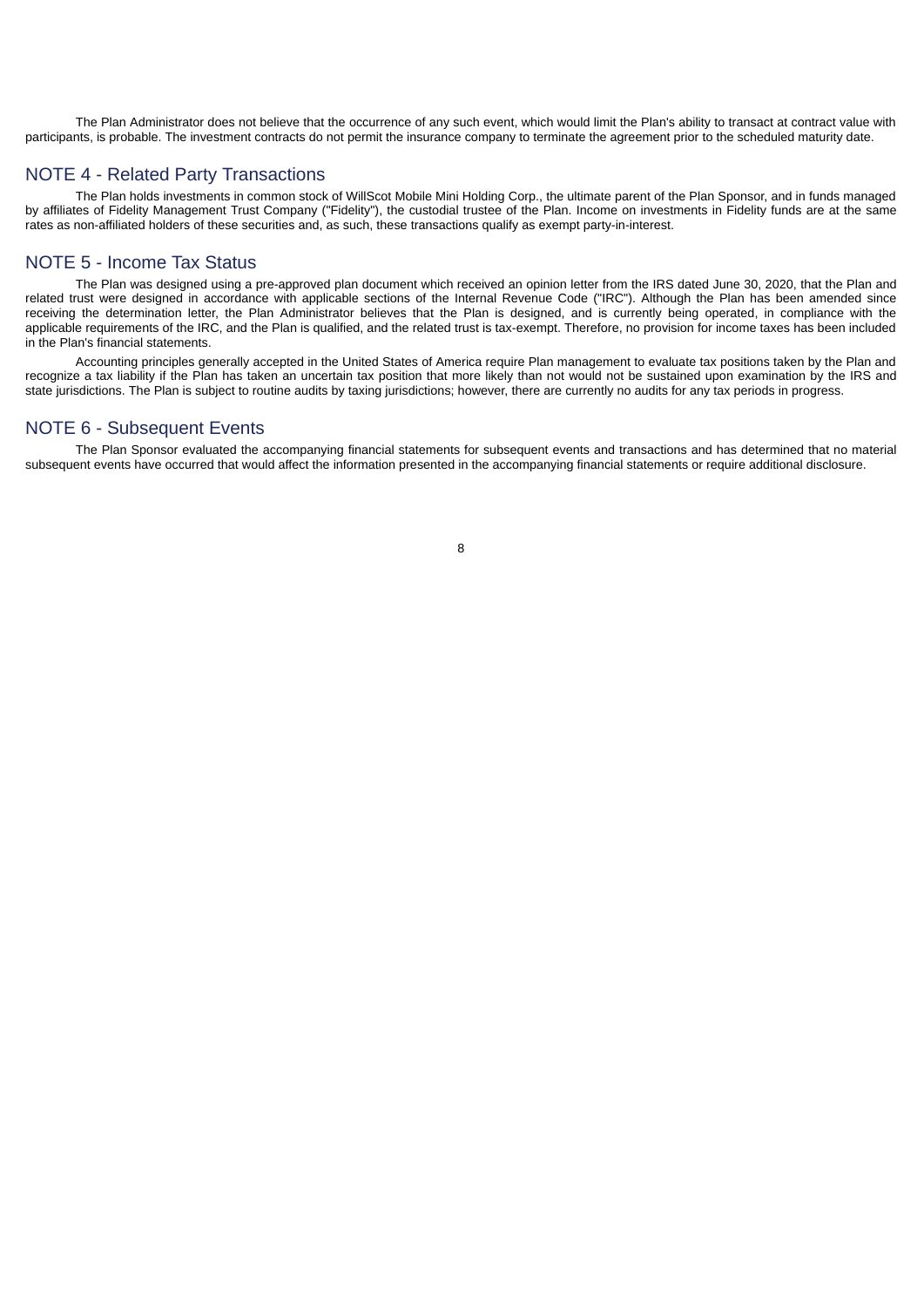The Plan Administrator does not believe that the occurrence of any such event, which would limit the Plan's ability to transact at contract value with participants, is probable. The investment contracts do not permit the insurance company to terminate the agreement prior to the scheduled maturity date.

## NOTE 4 - Related Party Transactions

The Plan holds investments in common stock of WillScot Mobile Mini Holding Corp., the ultimate parent of the Plan Sponsor, and in funds managed by affiliates of Fidelity Management Trust Company ("Fidelity"), the custodial trustee of the Plan. Income on investments in Fidelity funds are at the same rates as non-affiliated holders of these securities and, as such, these transactions qualify as exempt party-in-interest.

## NOTE 5 - Income Tax Status

The Plan was designed using a pre-approved plan document which received an opinion letter from the IRS dated June 30, 2020, that the Plan and related trust were designed in accordance with applicable sections of the Internal Revenue Code ("IRC"). Although the Plan has been amended since receiving the determination letter, the Plan Administrator believes that the Plan is designed, and is currently being operated, in compliance with the applicable requirements of the IRC, and the Plan is qualified, and the related trust is tax-exempt. Therefore, no provision for income taxes has been included in the Plan's financial statements.

Accounting principles generally accepted in the United States of America require Plan management to evaluate tax positions taken by the Plan and recognize a tax liability if the Plan has taken an uncertain tax position that more likely than not would not be sustained upon examination by the IRS and state jurisdictions. The Plan is subject to routine audits by taxing jurisdictions; however, there are currently no audits for any tax periods in progress.

## NOTE 6 - Subsequent Events

The Plan Sponsor evaluated the accompanying financial statements for subsequent events and transactions and has determined that no material subsequent events have occurred that would affect the information presented in the accompanying financial statements or require additional disclosure.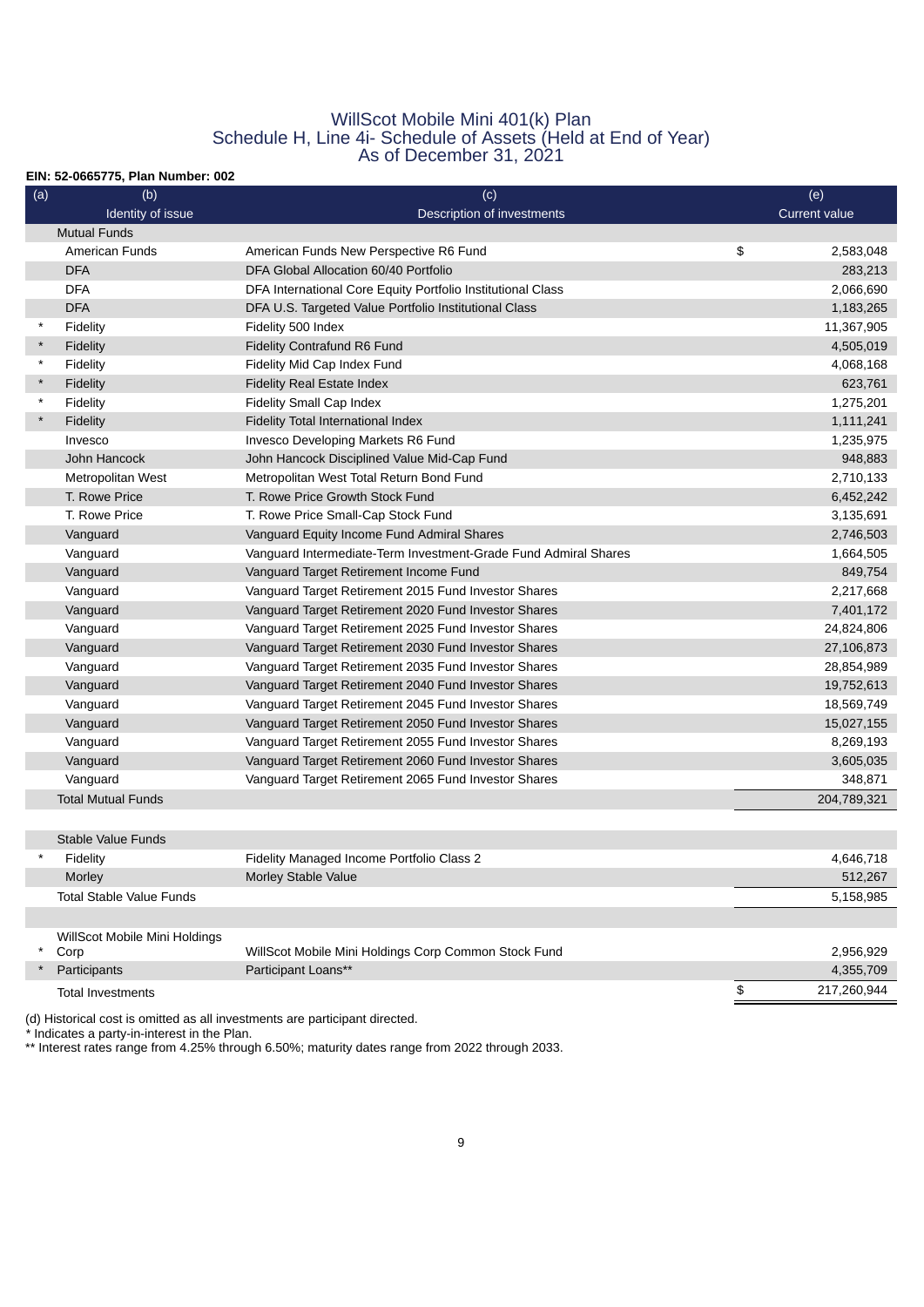# WillScot Mobile Mini 401(k) Plan
## Schedule H, Line 4i- Schedule of Assets (Held at End of Year)
## As of December 31, 2021

**EIN: 52-0665775, Plan Number: 002**

| (a) | (b)<br>Identity of issue | (c)<br>Description of investments | (e)<br>Current value |
|---|---|---|---|
| | Mutual Funds | | |
| | American Funds | American Funds New Perspective R6 Fund | $ 2,583,048 |
| | DFA | DFA Global Allocation 60/40 Portfolio | 283,213 |
| | DFA | DFA International Core Equity Portfolio Institutional Class | 2,066,690 |
| | DFA | DFA U.S. Targeted Value Portfolio Institutional Class | 1,183,265 |
| * | Fidelity | Fidelity 500 Index | 11,367,905 |
| * | Fidelity | Fidelity Contrafund R6 Fund | 4,505,019 |
| * | Fidelity | Fidelity Mid Cap Index Fund | 4,068,168 |
| * | Fidelity | Fidelity Real Estate Index | 623,761 |
| * | Fidelity | Fidelity Small Cap Index | 1,275,201 |
| * | Fidelity | Fidelity Total International Index | 1,111,241 |
| | Invesco | Invesco Developing Markets R6 Fund | 1,235,975 |
| | John Hancock | John Hancock Disciplined Value Mid-Cap Fund | 948,883 |
| | Metropolitan West | Metropolitan West Total Return Bond Fund | 2,710,133 |
| | T. Rowe Price | T. Rowe Price Growth Stock Fund | 6,452,242 |
| | T. Rowe Price | T. Rowe Price Small-Cap Stock Fund | 3,135,691 |
| | Vanguard | Vanguard Equity Income Fund Admiral Shares | 2,746,503 |
| | Vanguard | Vanguard Intermediate-Term Investment-Grade Fund Admiral Shares | 1,664,505 |
| | Vanguard | Vanguard Target Retirement Income Fund | 849,754 |
| | Vanguard | Vanguard Target Retirement 2015 Fund Investor Shares | 2,217,668 |
| | Vanguard | Vanguard Target Retirement 2020 Fund Investor Shares | 7,401,172 |
| | Vanguard | Vanguard Target Retirement 2025 Fund Investor Shares | 24,824,806 |
| | Vanguard | Vanguard Target Retirement 2030 Fund Investor Shares | 27,106,873 |
| | Vanguard | Vanguard Target Retirement 2035 Fund Investor Shares | 28,854,989 |
| | Vanguard | Vanguard Target Retirement 2040 Fund Investor Shares | 19,752,613 |
| | Vanguard | Vanguard Target Retirement 2045 Fund Investor Shares | 18,569,749 |
| | Vanguard | Vanguard Target Retirement 2050 Fund Investor Shares | 15,027,155 |
| | Vanguard | Vanguard Target Retirement 2055 Fund Investor Shares | 8,269,193 |
| | Vanguard | Vanguard Target Retirement 2060 Fund Investor Shares | 3,605,035 |
| | Vanguard | Vanguard Target Retirement 2065 Fund Investor Shares | 348,871 |
| | Total Mutual Funds | | 204,789,321 |
| | | | |
| | Stable Value Funds | | |
| * | Fidelity | Fidelity Managed Income Portfolio Class 2 | 4,646,718 |
| | Morley | Morley Stable Value | 512,267 |
| | Total Stable Value Funds | | 5,158,985 |
| | | | |
| * | WillScot Mobile Mini Holdings Corp | WillScot Mobile Mini Holdings Corp Common Stock Fund | 2,956,929 |
| * | Participants | Participant Loans** | 4,355,709 |
| | Total Investments | | $ 217,260,944 |

(d) Historical cost is omitted as all investments are participant directed.

* Indicates a party-in-interest in the Plan.

** Interest rates range from 4.25% through 6.50%; maturity dates range from 2022 through 2033.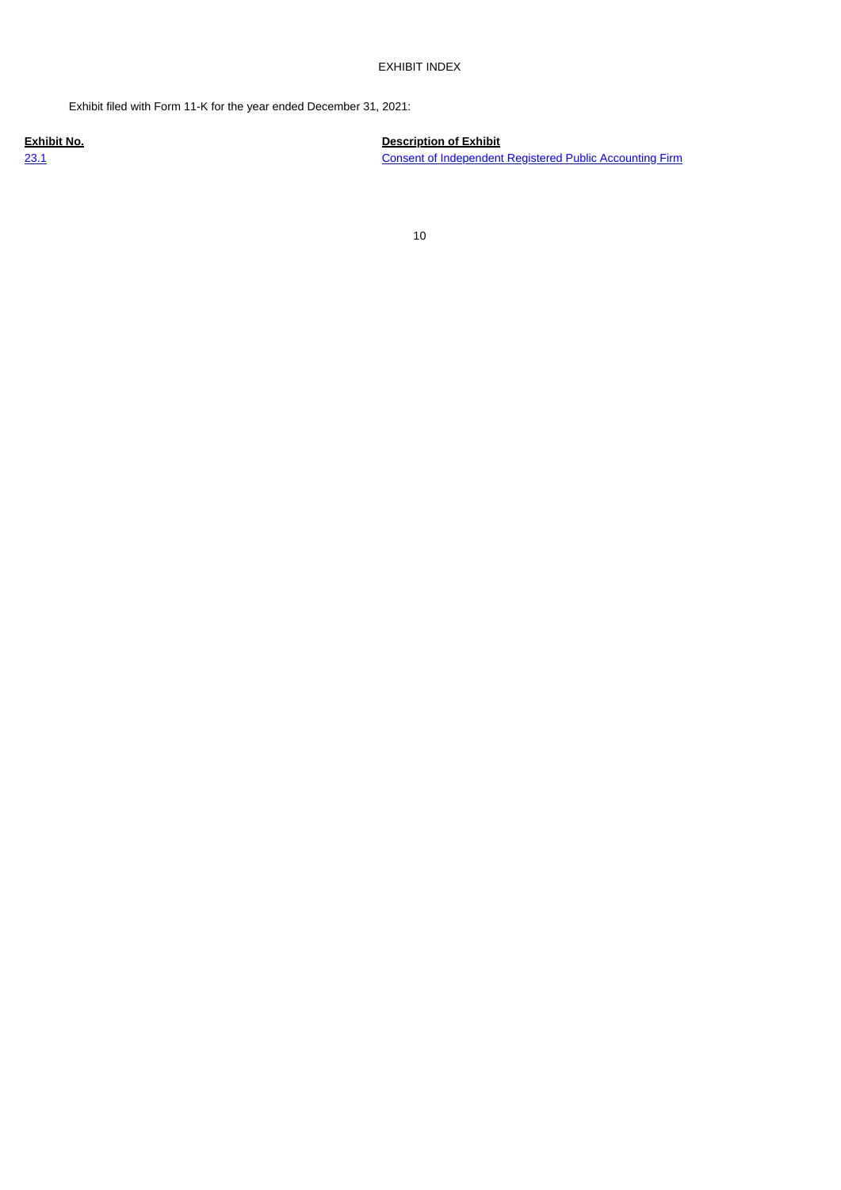# EXHIBIT INDEX

Exhibit filed with Form 11-K for the year ended December 31, 2021:

| Exhibit No. | Description of Exhibit |
| --- | --- |
| 23.1 | Consent of Independent Registered Public Accounting Firm |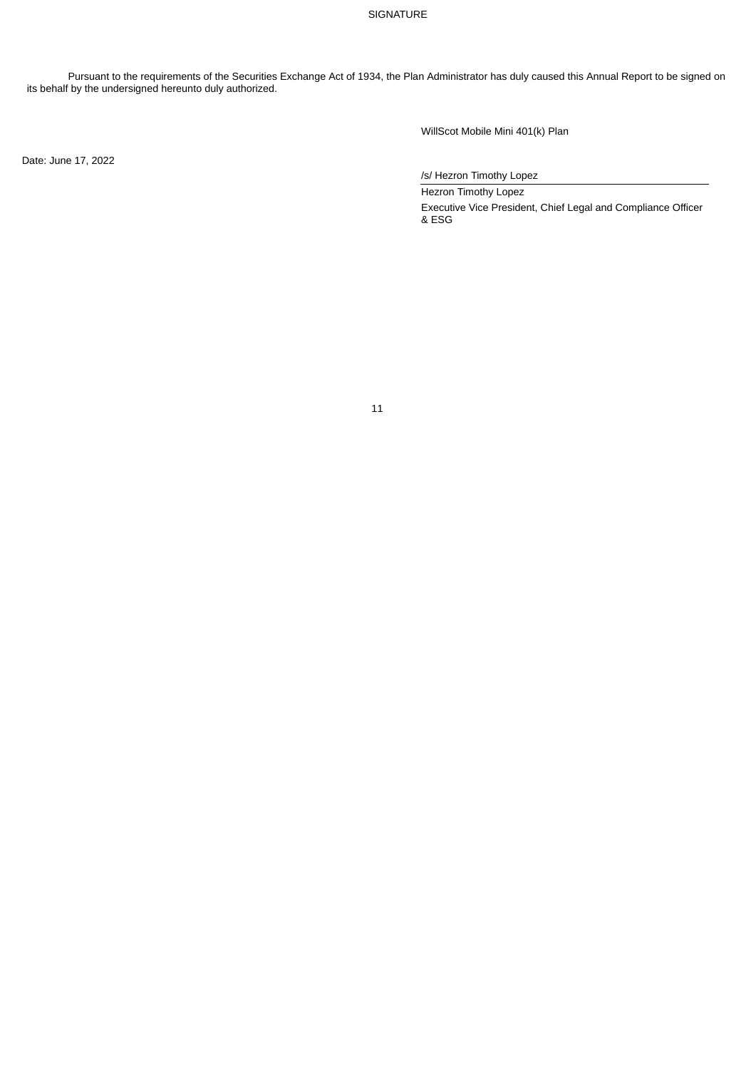# SIGNATURE

Pursuant to the requirements of the Securities Exchange Act of 1934, the Plan Administrator has duly caused this Annual Report to be signed on its behalf by the undersigned hereunto duly authorized.

WillScot Mobile Mini 401(k) Plan

Date: June 17, 2022

/s/ Hezron Timothy Lopez

Hezron Timothy Lopez

Executive Vice President, Chief Legal and Compliance Officer & ESG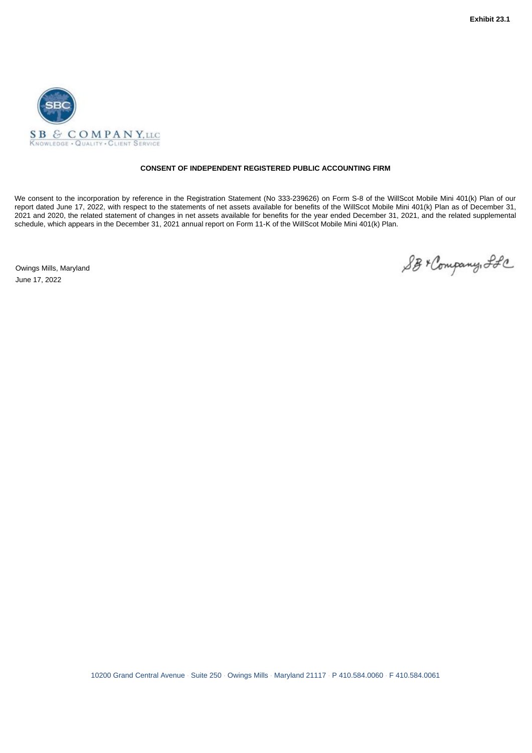Exhibit 23.1

SB & COMPANY, LLC
KNOWLEDGE • QUALITY • CLIENT SERVICE

**CONSENT OF INDEPENDENT REGISTERED PUBLIC ACCOUNTING FIRM**

We consent to the incorporation by reference in the Registration Statement (No 333-239626) on Form S-8 of the WillScot Mobile Mini 401(k) Plan of our report dated June 17, 2022, with respect to the statements of net assets available for benefits of the WillScot Mobile Mini 401(k) Plan as of December 31, 2021 and 2020, the related statement of changes in net assets available for benefits for the year ended December 31, 2021, and the related supplemental schedule, which appears in the December 31, 2021 annual report on Form 11-K of the WillScot Mobile Mini 401(k) Plan.

SB & Company, LLC

Owings Mills, Maryland
June 17, 2022

10200 Grand Central Avenue · Suite 250 · Owings Mills · Maryland 21117 · P 410.584.0060 · F 410.584.0061